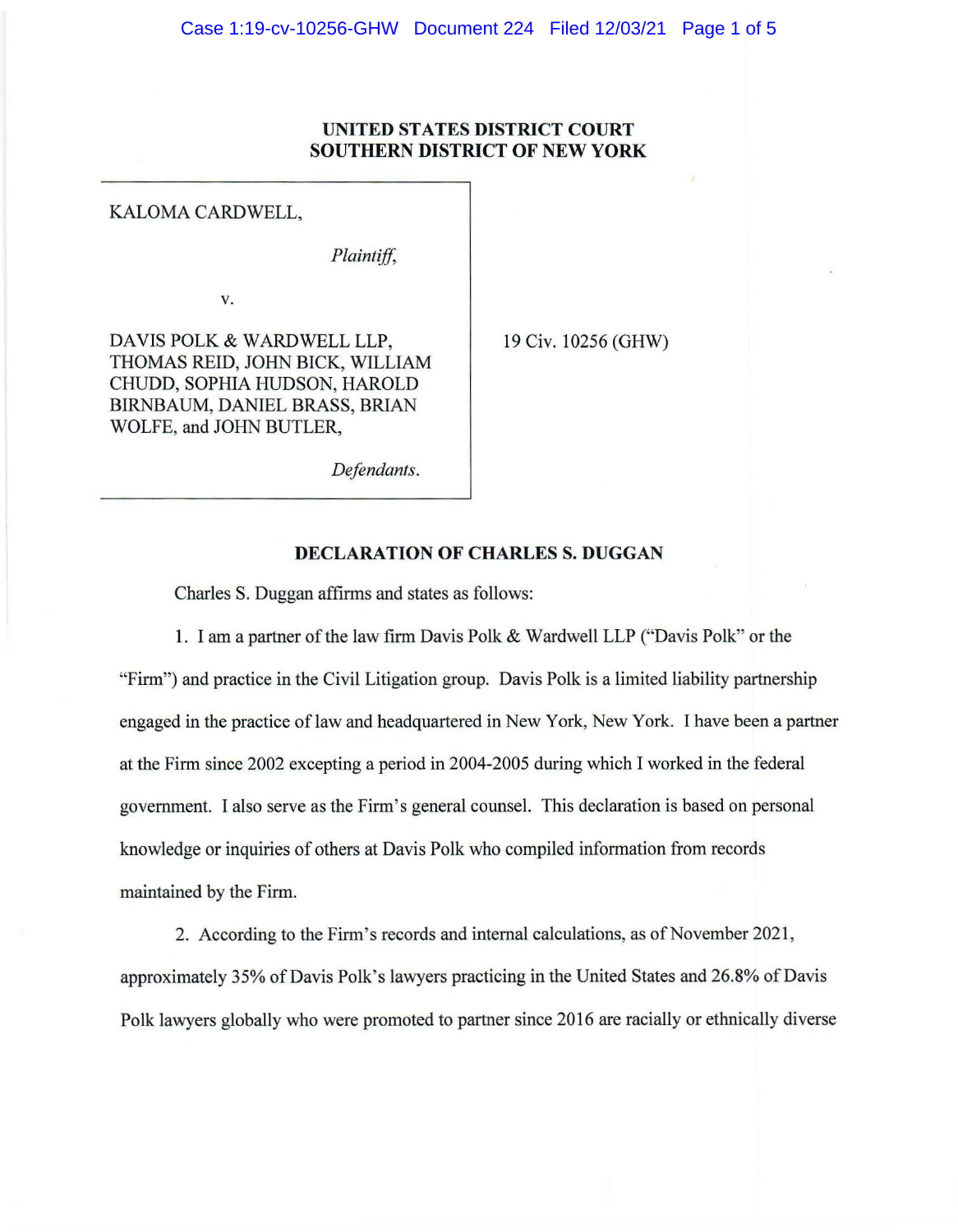**UNITED STATES DISTRICT COURT**
**SOUTHERN DISTRICT OF NEW YORK**

KALOMA CARDWELL,

*Plaintiff,*

v.

DAVIS POLK & WARDWELL LLP, THOMAS REID, JOHN BICK, WILLIAM CHUDD, SOPHIA HUDSON, HAROLD BIRNBAUM, DANIEL BRASS, BRIAN WOLFE, and JOHN BUTLER,

*Defendants.*

19 Civ. 10256 (GHW)

## DECLARATION OF CHARLES S. DUGGAN

Charles S. Duggan affirms and states as follows:

1. I am a partner of the law firm Davis Polk & Wardwell LLP ("Davis Polk" or the "Firm") and practice in the Civil Litigation group. Davis Polk is a limited liability partnership engaged in the practice of law and headquartered in New York, New York. I have been a partner at the Firm since 2002 excepting a period in 2004-2005 during which I worked in the federal government. I also serve as the Firm's general counsel. This declaration is based on personal knowledge or inquiries of others at Davis Polk who compiled information from records maintained by the Firm.

2. According to the Firm's records and internal calculations, as of November 2021, approximately 35% of Davis Polk's lawyers practicing in the United States and 26.8% of Davis Polk lawyers globally who were promoted to partner since 2016 are racially or ethnically diverse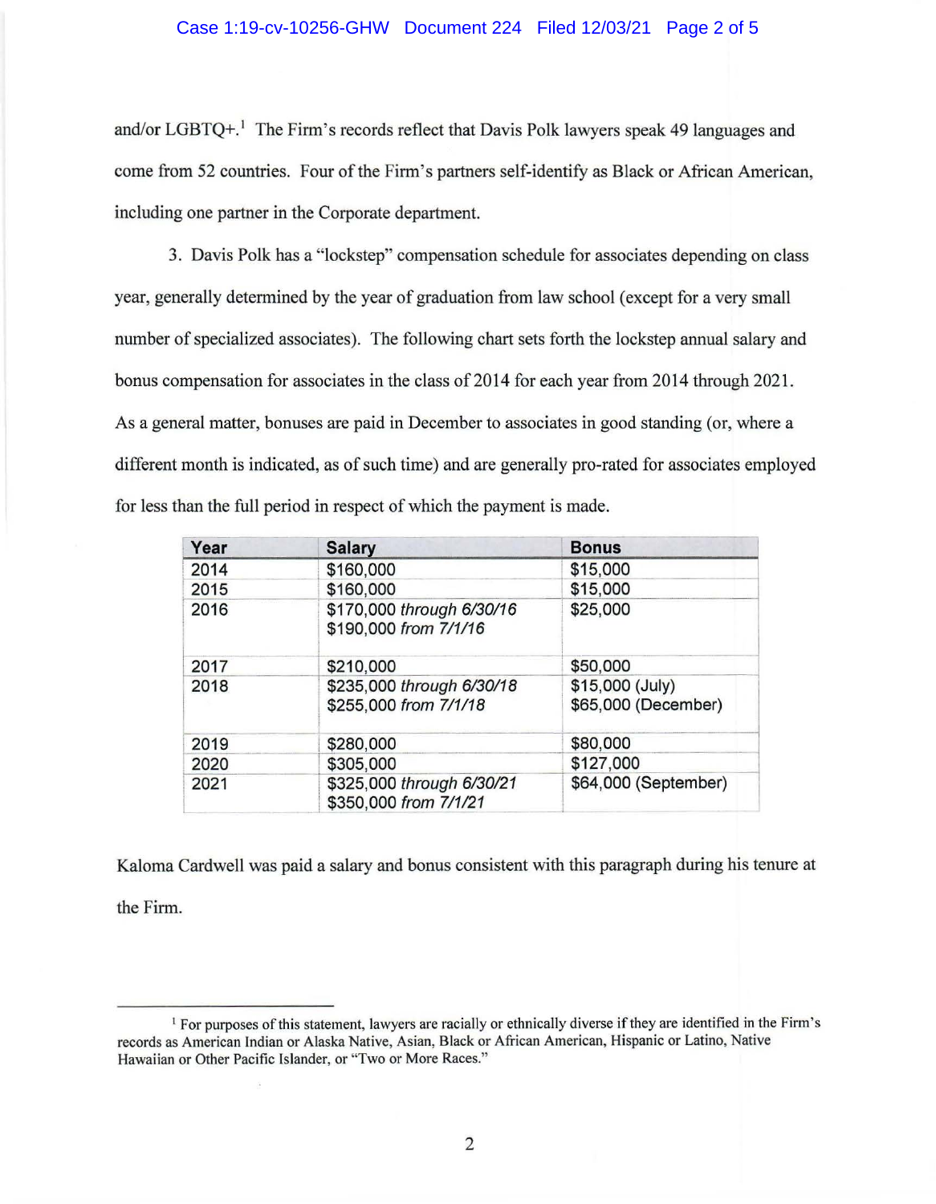and/or LGBTQ+.[1] The Firm's records reflect that Davis Polk lawyers speak 49 languages and come from 52 countries. Four of the Firm's partners self-identify as Black or African American, including one partner in the Corporate department.

3. Davis Polk has a "lockstep" compensation schedule for associates depending on class year, generally determined by the year of graduation from law school (except for a very small number of specialized associates). The following chart sets forth the lockstep annual salary and bonus compensation for associates in the class of 2014 for each year from 2014 through 2021. As a general matter, bonuses are paid in December to associates in good standing (or, where a different month is indicated, as of such time) and are generally pro-rated for associates employed for less than the full period in respect of which the payment is made.

| Year | Salary | Bonus |
|---|---|---|
| 2014 | $160,000 | $15,000 |
| 2015 | $160,000 | $15,000 |
| 2016 | $170,000 *through 6/30/16*<br>$190,000 *from 7/1/16* | $25,000 |
| 2017 | $210,000 | $50,000 |
| 2018 | $235,000 *through 6/30/18*<br>$255,000 *from 7/1/18* | $15,000 (July)<br>$65,000 (December) |
| 2019 | $280,000 | $80,000 |
| 2020 | $305,000 | $127,000 |
| 2021 | $325,000 *through 6/30/21*<br>$350,000 *from 7/1/21* | $64,000 (September) |

Kaloma Cardwell was paid a salary and bonus consistent with this paragraph during his tenure at the Firm.

---

[1] For purposes of this statement, lawyers are racially or ethnically diverse if they are identified in the Firm's records as American Indian or Alaska Native, Asian, Black or African American, Hispanic or Latino, Native Hawaiian or Other Pacific Islander, or "Two or More Races."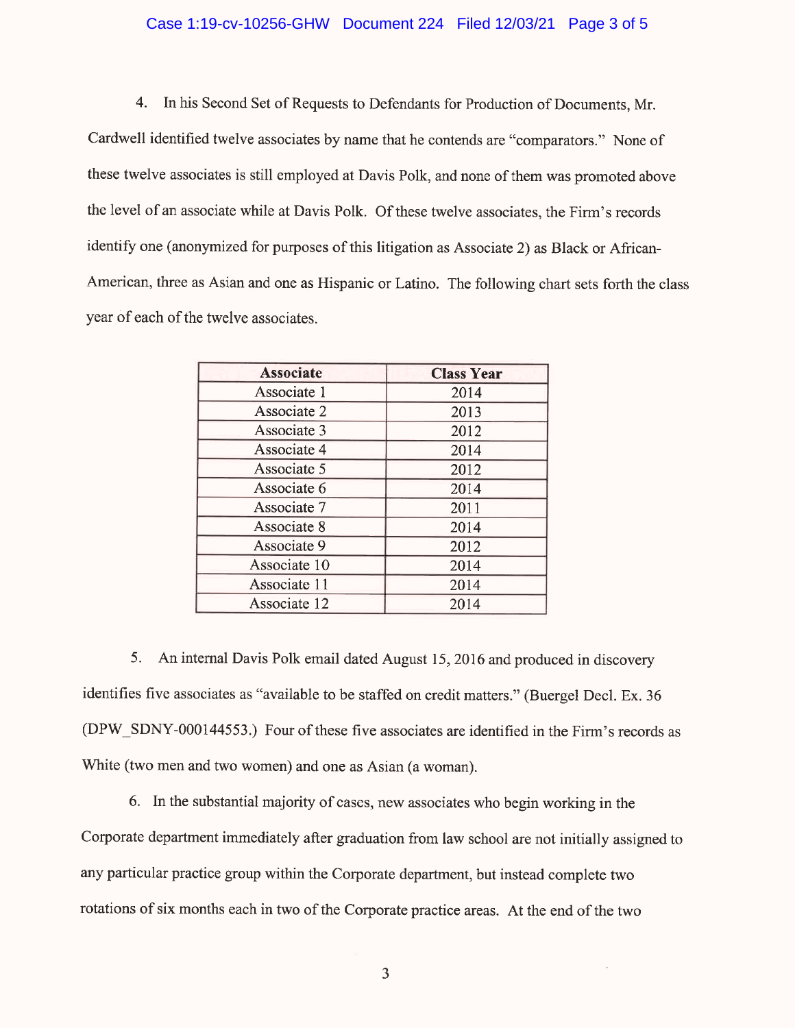4. In his Second Set of Requests to Defendants for Production of Documents, Mr. Cardwell identified twelve associates by name that he contends are "comparators." None of these twelve associates is still employed at Davis Polk, and none of them was promoted above the level of an associate while at Davis Polk. Of these twelve associates, the Firm's records identify one (anonymized for purposes of this litigation as Associate 2) as Black or African-American, three as Asian and one as Hispanic or Latino. The following chart sets forth the class year of each of the twelve associates.

| Associate | Class Year |
|---|---|
| Associate 1 | 2014 |
| Associate 2 | 2013 |
| Associate 3 | 2012 |
| Associate 4 | 2014 |
| Associate 5 | 2012 |
| Associate 6 | 2014 |
| Associate 7 | 2011 |
| Associate 8 | 2014 |
| Associate 9 | 2012 |
| Associate 10 | 2014 |
| Associate 11 | 2014 |
| Associate 12 | 2014 |

5. An internal Davis Polk email dated August 15, 2016 and produced in discovery identifies five associates as "available to be staffed on credit matters." (Buergel Decl. Ex. 36 (DPW_SDNY-000144553.) Four of these five associates are identified in the Firm's records as White (two men and two women) and one as Asian (a woman).

6. In the substantial majority of cases, new associates who begin working in the Corporate department immediately after graduation from law school are not initially assigned to any particular practice group within the Corporate department, but instead complete two rotations of six months each in two of the Corporate practice areas. At the end of the two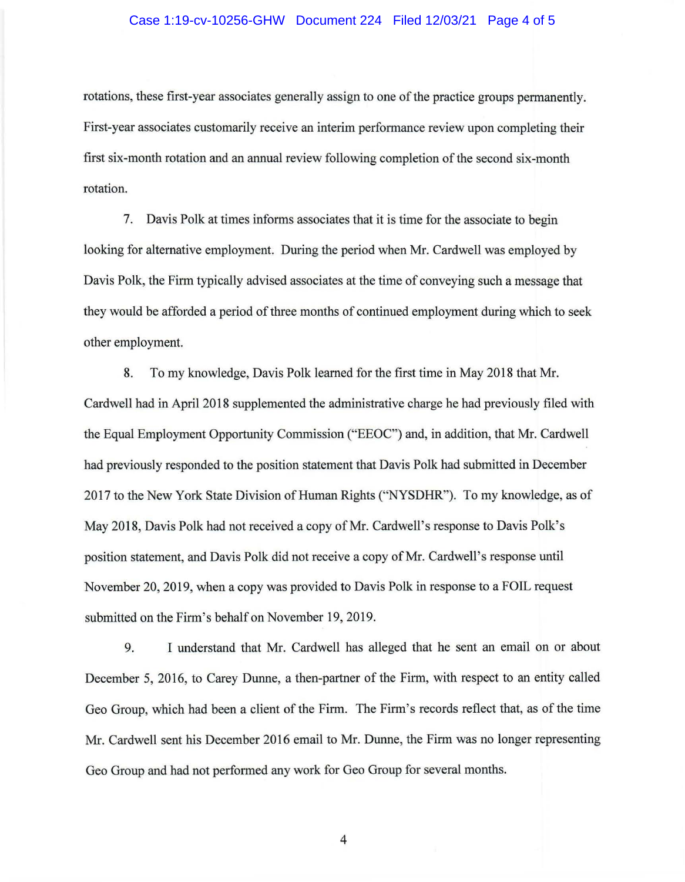rotations, these first-year associates generally assign to one of the practice groups permanently. First-year associates customarily receive an interim performance review upon completing their first six-month rotation and an annual review following completion of the second six-month rotation.

7. Davis Polk at times informs associates that it is time for the associate to begin looking for alternative employment. During the period when Mr. Cardwell was employed by Davis Polk, the Firm typically advised associates at the time of conveying such a message that they would be afforded a period of three months of continued employment during which to seek other employment.

8. To my knowledge, Davis Polk learned for the first time in May 2018 that Mr. Cardwell had in April 2018 supplemented the administrative charge he had previously filed with the Equal Employment Opportunity Commission ("EEOC") and, in addition, that Mr. Cardwell had previously responded to the position statement that Davis Polk had submitted in December 2017 to the New York State Division of Human Rights ("NYSDHR"). To my knowledge, as of May 2018, Davis Polk had not received a copy of Mr. Cardwell's response to Davis Polk's position statement, and Davis Polk did not receive a copy of Mr. Cardwell's response until November 20, 2019, when a copy was provided to Davis Polk in response to a FOIL request submitted on the Firm's behalf on November 19, 2019.

9. I understand that Mr. Cardwell has alleged that he sent an email on or about December 5, 2016, to Carey Dunne, a then-partner of the Firm, with respect to an entity called Geo Group, which had been a client of the Firm. The Firm's records reflect that, as of the time Mr. Cardwell sent his December 2016 email to Mr. Dunne, the Firm was no longer representing Geo Group and had not performed any work for Geo Group for several months.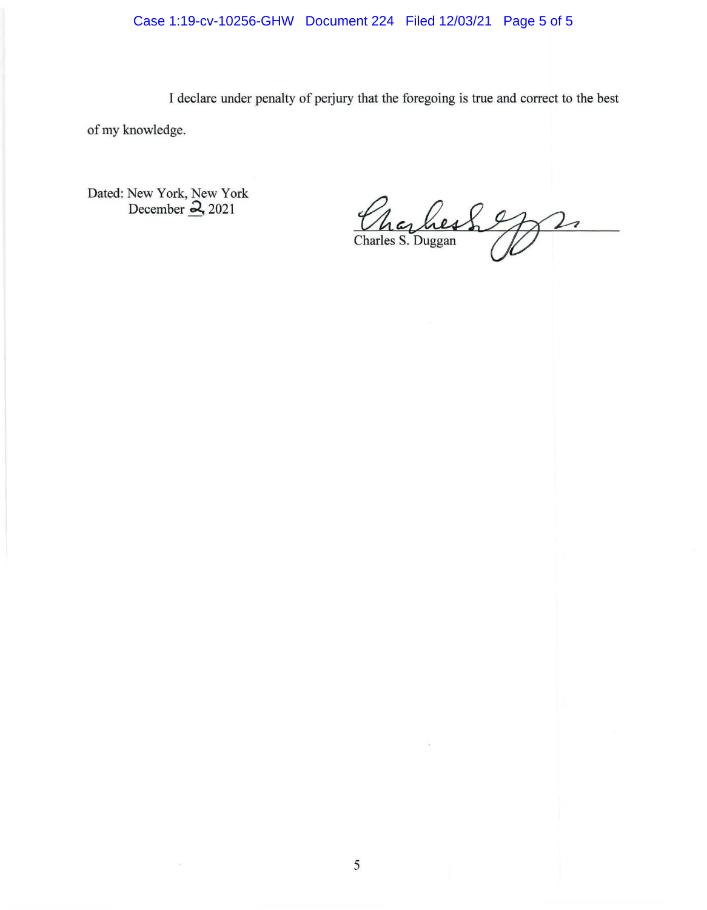I declare under penalty of perjury that the foregoing is true and correct to the best of my knowledge.

Dated: New York, New York
December 2, 2021

Charles S. Duggan